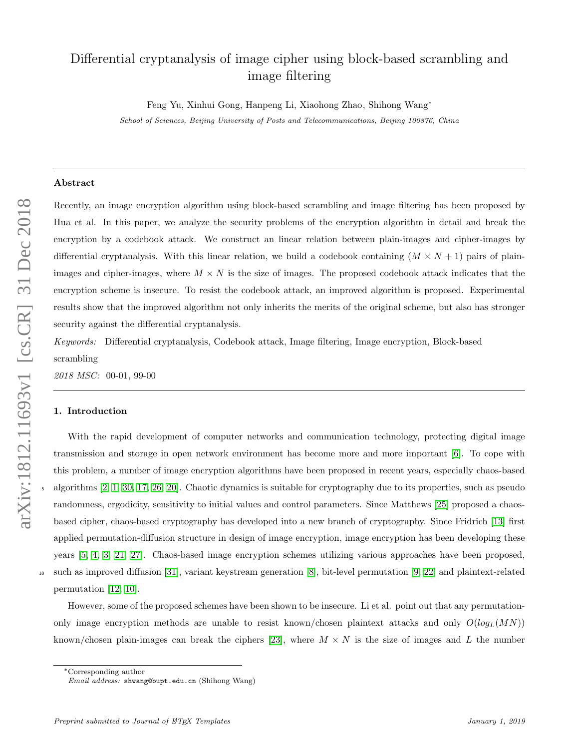# Differential cryptanalysis of image cipher using block-based scrambling and image filtering

Feng Yu, Xinhui Gong, Hanpeng Li, Xiaohong Zhao, Shihong Wang*

*School of Sciences, Beijing University of Posts and Telecommunications, Beijing 100876, China*

---

### Abstract

Recently, an image encryption algorithm using block-based scrambling and image filtering has been proposed by Hua et al. In this paper, we analyze the security problems of the encryption algorithm in detail and break the encryption by a codebook attack. We construct an linear relation between plain-images and cipher-images by differential cryptanalysis. With this linear relation, we build a codebook containing $(M \times N + 1)$ pairs of plain-images and cipher-images, where $M \times N$ is the size of images. The proposed codebook attack indicates that the encryption scheme is insecure. To resist the codebook attack, an improved algorithm is proposed. Experimental results show that the improved algorithm not only inherits the merits of the original scheme, but also has stronger security against the differential cryptanalysis.

*Keywords:* Differential cryptanalysis, Codebook attack, Image filtering, Image encryption, Block-based scrambling

*2018 MSC:* 00-01, 99-00

---

## 1. Introduction

With the rapid development of computer networks and communication technology, protecting digital image transmission and storage in open network environment has become more and more important [6]. To cope with this problem, a number of image encryption algorithms have been proposed in recent years, especially chaos-based algorithms [2, 1, 30, 17, 26, 20]. Chaotic dynamics is suitable for cryptography due to its properties, such as pseudo randomness, ergodicity, sensitivity to initial values and control parameters. Since Matthews [25] proposed a chaos-based cipher, chaos-based cryptography has developed into a new branch of cryptography. Since Fridrich [13] first applied permutation-diffusion structure in design of image encryption, image encryption has been developing these years [5, 4, 3, 21, 27]. Chaos-based image encryption schemes utilizing various approaches have been proposed, such as improved diffusion [31], variant keystream generation [8], bit-level permutation [9, 22] and plaintext-related permutation [12, 10].

However, some of the proposed schemes have been shown to be insecure. Li et al. point out that any permutation-only image encryption methods are unable to resist known/chosen plaintext attacks and only $O(log_L(MN))$ known/chosen plain-images can break the ciphers [23], where $M \times N$ is the size of images and $L$ the number

---

*Corresponding author
*Email address:* shwang@bupt.edu.cn (Shihong Wang)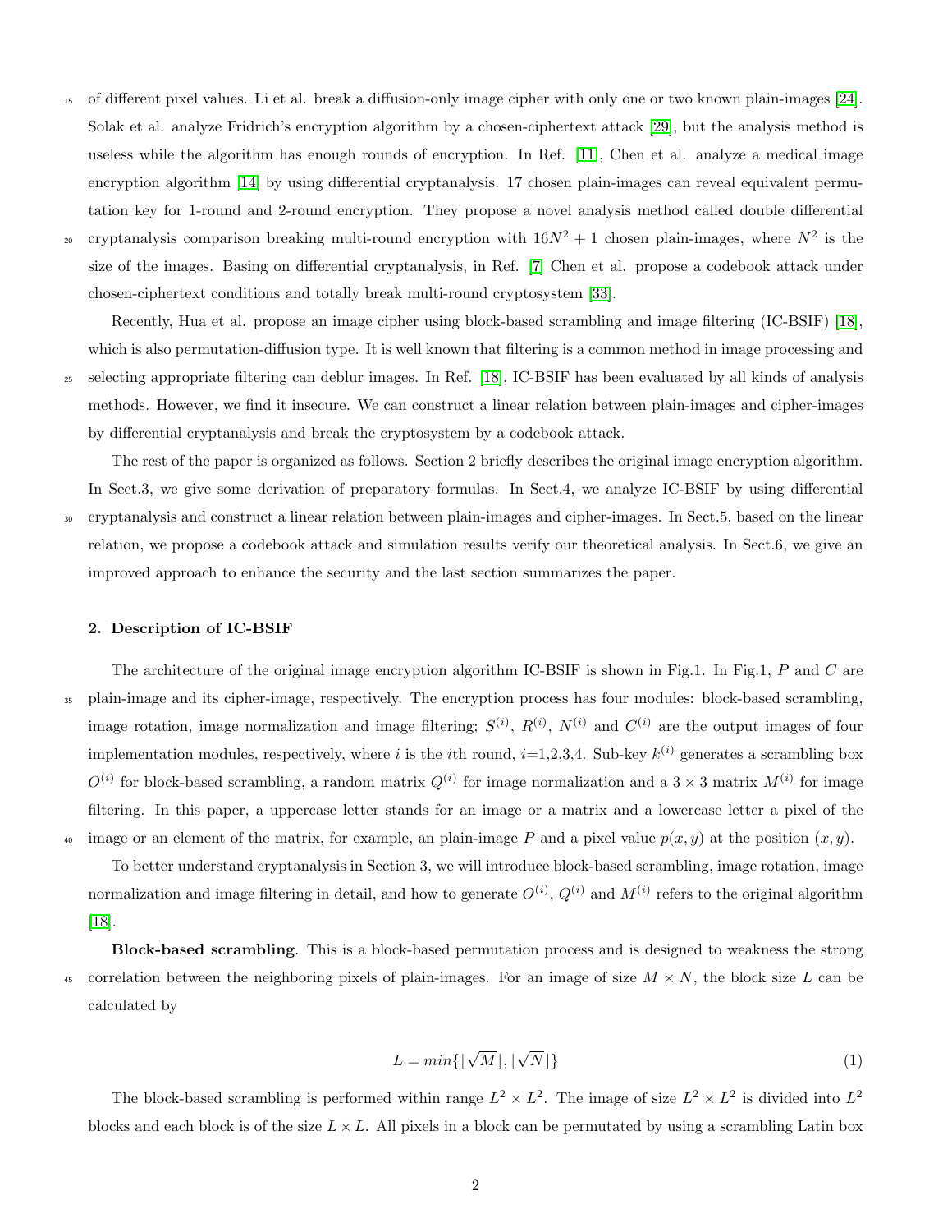of different pixel values. Li et al. break a diffusion-only image cipher with only one or two known plain-images [24]. Solak et al. analyze Fridrich's encryption algorithm by a chosen-ciphertext attack [29], but the analysis method is useless while the algorithm has enough rounds of encryption. In Ref. [11], Chen et al. analyze a medical image encryption algorithm [14] by using differential cryptanalysis. 17 chosen plain-images can reveal equivalent permutation key for 1-round and 2-round encryption. They propose a novel analysis method called double differential cryptanalysis comparison breaking multi-round encryption with $16N^2 + 1$ chosen plain-images, where $N^2$ is the size of the images. Basing on differential cryptanalysis, in Ref. [7] Chen et al. propose a codebook attack under chosen-ciphertext conditions and totally break multi-round cryptosystem [33].

Recently, Hua et al. propose an image cipher using block-based scrambling and image filtering (IC-BSIF) [18], which is also permutation-diffusion type. It is well known that filtering is a common method in image processing and selecting appropriate filtering can deblur images. In Ref. [18], IC-BSIF has been evaluated by all kinds of analysis methods. However, we find it insecure. We can construct a linear relation between plain-images and cipher-images by differential cryptanalysis and break the cryptosystem by a codebook attack.

The rest of the paper is organized as follows. Section 2 briefly describes the original image encryption algorithm. In Sect.3, we give some derivation of preparatory formulas. In Sect.4, we analyze IC-BSIF by using differential cryptanalysis and construct a linear relation between plain-images and cipher-images. In Sect.5, based on the linear relation, we propose a codebook attack and simulation results verify our theoretical analysis. In Sect.6, we give an improved approach to enhance the security and the last section summarizes the paper.

## 2. Description of IC-BSIF

The architecture of the original image encryption algorithm IC-BSIF is shown in Fig.1. In Fig.1, $P$ and $C$ are plain-image and its cipher-image, respectively. The encryption process has four modules: block-based scrambling, image rotation, image normalization and image filtering; $S^{(i)}$, $R^{(i)}$, $N^{(i)}$ and $C^{(i)}$ are the output images of four implementation modules, respectively, where $i$ is the $i$th round, $i$=1,2,3,4. Sub-key $k^{(i)}$ generates a scrambling box $O^{(i)}$ for block-based scrambling, a random matrix $Q^{(i)}$ for image normalization and a $3 \times 3$ matrix $M^{(i)}$ for image filtering. In this paper, a uppercase letter stands for an image or a matrix and a lowercase letter a pixel of the image or an element of the matrix, for example, an plain-image $P$ and a pixel value $p(x, y)$ at the position $(x, y)$.

To better understand cryptanalysis in Section 3, we will introduce block-based scrambling, image rotation, image normalization and image filtering in detail, and how to generate $O^{(i)}$, $Q^{(i)}$ and $M^{(i)}$ refers to the original algorithm [18].

**Block-based scrambling**. This is a block-based permutation process and is designed to weakness the strong correlation between the neighboring pixels of plain-images. For an image of size $M \times N$, the block size $L$ can be calculated by

$$L = min\{\lfloor\sqrt{M}\rfloor, \lfloor\sqrt{N}\rfloor\} \tag{1}$$

The block-based scrambling is performed within range $L^2 \times L^2$. The image of size $L^2 \times L^2$ is divided into $L^2$ blocks and each block is of the size $L \times L$. All pixels in a block can be permutated by using a scrambling Latin box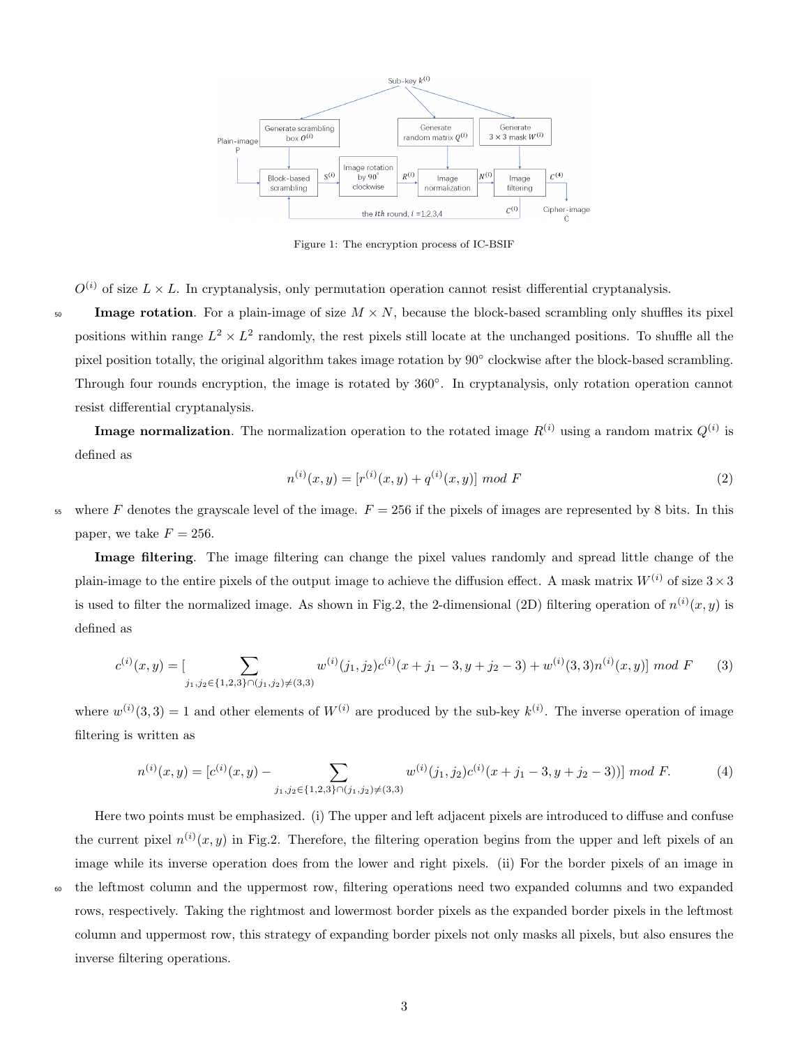Figure 1: The encryption process of IC-BSIF

$O^{(i)}$ of size $L \times L$. In cryptanalysis, only permutation operation cannot resist differential cryptanalysis.

**Image rotation**. For a plain-image of size $M \times N$, because the block-based scrambling only shuffles its pixel positions within range $L^2 \times L^2$ randomly, the rest pixels still locate at the unchanged positions. To shuffle all the pixel position totally, the original algorithm takes image rotation by 90° clockwise after the block-based scrambling. Through four rounds encryption, the image is rotated by 360°. In cryptanalysis, only rotation operation cannot resist differential cryptanalysis.

**Image normalization**. The normalization operation to the rotated image $R^{(i)}$ using a random matrix $Q^{(i)}$ is defined as

$$n^{(i)}(x,y) = [r^{(i)}(x,y) + q^{(i)}(x,y)] \ mod \ F \tag{2}$$

where $F$ denotes the grayscale level of the image. $F = 256$ if the pixels of images are represented by 8 bits. In this paper, we take $F = 256$.

**Image filtering**. The image filtering can change the pixel values randomly and spread little change of the plain-image to the entire pixels of the output image to achieve the diffusion effect. A mask matrix $W^{(i)}$ of size $3 \times 3$ is used to filter the normalized image. As shown in Fig.2, the 2-dimensional (2D) filtering operation of $n^{(i)}(x,y)$ is defined as

$$c^{(i)}(x,y) = [\sum_{j_1,j_2 \in \{1,2,3\} \cap (j_1,j_2) \neq (3,3)} w^{(i)}(j_1,j_2) c^{(i)}(x+j_1-3, y+j_2-3) + w^{(i)}(3,3) n^{(i)}(x,y)] \ mod \ F \tag{3}$$

where $w^{(i)}(3,3) = 1$ and other elements of $W^{(i)}$ are produced by the sub-key $k^{(i)}$. The inverse operation of image filtering is written as

$$n^{(i)}(x,y) = [c^{(i)}(x,y) - \sum_{j_1,j_2 \in \{1,2,3\} \cap (j_1,j_2) \neq (3,3)} w^{(i)}(j_1,j_2) c^{(i)}(x+j_1-3, y+j_2-3))] \ mod \ F. \tag{4}$$

Here two points must be emphasized. (i) The upper and left adjacent pixels are introduced to diffuse and confuse the current pixel $n^{(i)}(x,y)$ in Fig.2. Therefore, the filtering operation begins from the upper and left pixels of an image while its inverse operation does from the lower and right pixels. (ii) For the border pixels of an image in the leftmost column and the uppermost row, filtering operations need two expanded columns and two expanded rows, respectively. Taking the rightmost and lowermost border pixels as the expanded border pixels in the leftmost column and uppermost row, this strategy of expanding border pixels not only masks all pixels, but also ensures the inverse filtering operations.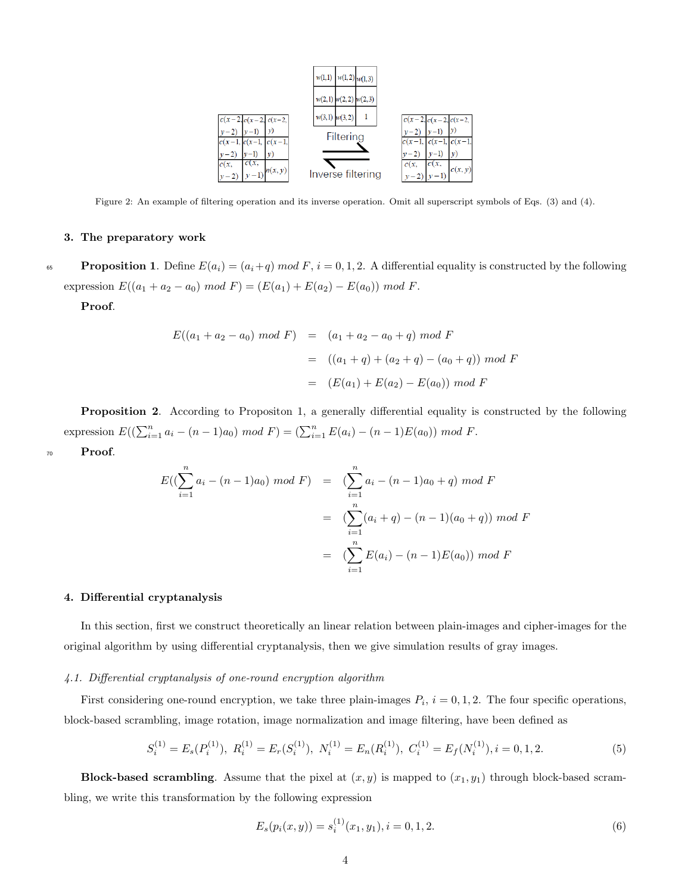Figure 2: An example of filtering operation and its inverse operation. Omit all superscript symbols of Eqs. (3) and (4).

## 3. The preparatory work

**Proposition 1**. Define $E(a_i) = (a_i + q) \ mod \ F$, $i = 0, 1, 2$. A differential equality is constructed by the following expression $E((a_1 + a_2 - a_0) \ mod \ F) = (E(a_1) + E(a_2) - E(a_0)) \ mod \ F$.

**Proof**.

$$
\begin{aligned}
E((a_1 + a_2 - a_0) \ mod \ F) &= (a_1 + a_2 - a_0 + q) \ mod \ F \\
&= ((a_1 + q) + (a_2 + q) - (a_0 + q)) \ mod \ F \\
&= (E(a_1) + E(a_2) - E(a_0)) \ mod \ F
\end{aligned}
$$

**Proposition 2**. According to Propositon 1, a generally differential equality is constructed by the following expression $E((\sum_{i=1}^{n} a_i - (n-1)a_0) \ mod \ F) = (\sum_{i=1}^{n} E(a_i) - (n-1)E(a_0)) \ mod \ F$.

**Proof**.

$$
\begin{aligned}
E((\sum_{i=1}^{n} a_i - (n-1)a_0) \ mod \ F) &= (\sum_{i=1}^{n} a_i - (n-1)a_0 + q) \ mod \ F \\
&= (\sum_{i=1}^{n} (a_i + q) - (n-1)(a_0 + q)) \ mod \ F \\
&= (\sum_{i=1}^{n} E(a_i) - (n-1)E(a_0)) \ mod \ F
\end{aligned}
$$

## 4. Differential cryptanalysis

In this section, first we construct theoretically an linear relation between plain-images and cipher-images for the original algorithm by using differential cryptanalysis, then we give simulation results of gray images.

### *4.1. Differential cryptanalysis of one-round encryption algorithm*

First considering one-round encryption, we take three plain-images $P_i$, $i = 0, 1, 2$. The four specific operations, block-based scrambling, image rotation, image normalization and image filtering, have been defined as

$$
S_i^{(1)} = E_s(P_i^{(1)}), \ R_i^{(1)} = E_r(S_i^{(1)}), \ N_i^{(1)} = E_n(R_i^{(1)}), \ C_i^{(1)} = E_f(N_i^{(1)}), i = 0, 1, 2. \tag{5}
$$

**Block-based scrambling**. Assume that the pixel at $(x, y)$ is mapped to $(x_1, y_1)$ through block-based scrambling, we write this transformation by the following expression

$$
E_s(p_i(x, y)) = s_i^{(1)}(x_1, y_1), i = 0, 1, 2. \tag{6}
$$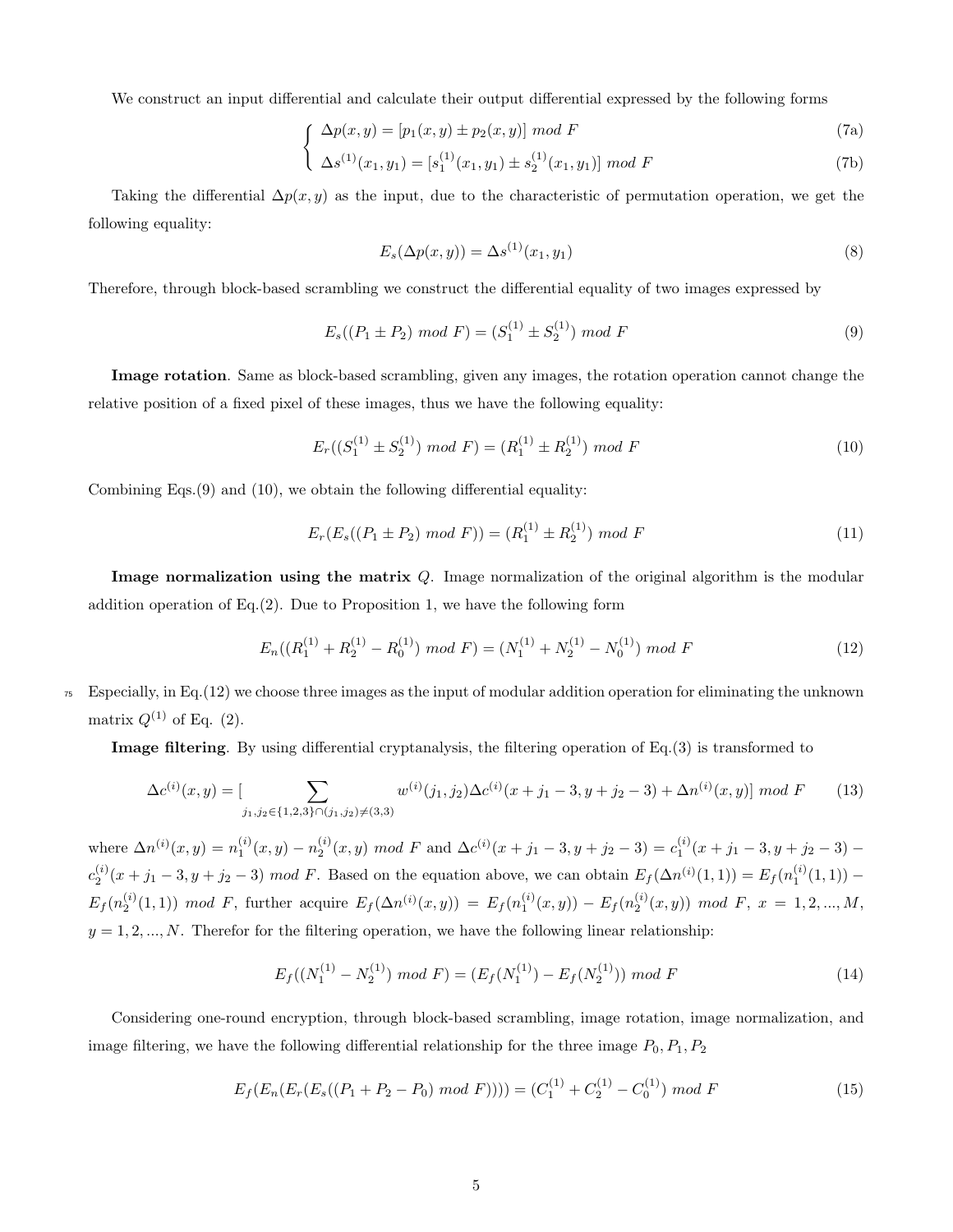We construct an input differential and calculate their output differential expressed by the following forms

$$\begin{cases} \Delta p(x,y) = [p_1(x,y) \pm p_2(x,y)] \ mod \ F & \text{(7a)} \\ \Delta s^{(1)}(x_1,y_1) = [s_1^{(1)}(x_1,y_1) \pm s_2^{(1)}(x_1,y_1)] \ mod \ F & \text{(7b)} \end{cases}$$

Taking the differential $\Delta p(x,y)$ as the input, due to the characteristic of permutation operation, we get the following equality:

$$E_s(\Delta p(x,y)) = \Delta s^{(1)}(x_1,y_1) \tag{8}$$

Therefore, through block-based scrambling we construct the differential equality of two images expressed by

$$E_s((P_1 \pm P_2) \ mod \ F) = (S_1^{(1)} \pm S_2^{(1)}) \ mod \ F \tag{9}$$

**Image rotation**. Same as block-based scrambling, given any images, the rotation operation cannot change the relative position of a fixed pixel of these images, thus we have the following equality:

$$E_r((S_1^{(1)} \pm S_2^{(1)}) \ mod \ F) = (R_1^{(1)} \pm R_2^{(1)}) \ mod \ F \tag{10}$$

Combining Eqs.(9) and (10), we obtain the following differential equality:

$$E_r(E_s((P_1 \pm P_2) \ mod \ F)) = (R_1^{(1)} \pm R_2^{(1)}) \ mod \ F \tag{11}$$

**Image normalization using the matrix $Q$**. Image normalization of the original algorithm is the modular addition operation of Eq.(2). Due to Proposition 1, we have the following form

$$E_n((R_1^{(1)} + R_2^{(1)} - R_0^{(1)}) \ mod \ F) = (N_1^{(1)} + N_2^{(1)} - N_0^{(1)}) \ mod \ F \tag{12}$$

Especially, in Eq.(12) we choose three images as the input of modular addition operation for eliminating the unknown matrix $Q^{(1)}$ of Eq. (2).

**Image filtering**. By using differential cryptanalysis, the filtering operation of Eq.(3) is transformed to

$$\Delta c^{(i)}(x,y) = [\sum_{j_1,j_2 \in \{1,2,3\} \cap (j_1,j_2) \neq (3,3)} w^{(i)}(j_1,j_2) \Delta c^{(i)}(x+j_1-3, y+j_2-3) + \Delta n^{(i)}(x,y)] \ mod \ F \tag{13}$$

where $\Delta n^{(i)}(x,y) = n_1^{(i)}(x,y) - n_2^{(i)}(x,y) \ mod \ F$ and $\Delta c^{(i)}(x+j_1-3, y+j_2-3) = c_1^{(i)}(x+j_1-3, y+j_2-3) - c_2^{(i)}(x+j_1-3, y+j_2-3) \ mod \ F$. Based on the equation above, we can obtain $E_f(\Delta n^{(i)}(1,1)) = E_f(n_1^{(i)}(1,1)) - E_f(n_2^{(i)}(1,1)) \ mod \ F$, further acquire $E_f(\Delta n^{(i)}(x,y)) = E_f(n_1^{(i)}(x,y)) - E_f(n_2^{(i)}(x,y)) \ mod \ F$, $x = 1,2,...,M$, $y = 1,2,...,N$. Therefor for the filtering operation, we have the following linear relationship:

$$E_f((N_1^{(1)} - N_2^{(1)}) \ mod \ F) = (E_f(N_1^{(1)}) - E_f(N_2^{(1)})) \ mod \ F \tag{14}$$

Considering one-round encryption, through block-based scrambling, image rotation, image normalization, and image filtering, we have the following differential relationship for the three image $P_0, P_1, P_2$

$$E_f(E_n(E_r(E_s((P_1 + P_2 - P_0) \ mod \ F)))) = (C_1^{(1)} + C_2^{(1)} - C_0^{(1)}) \ mod \ F \tag{15}$$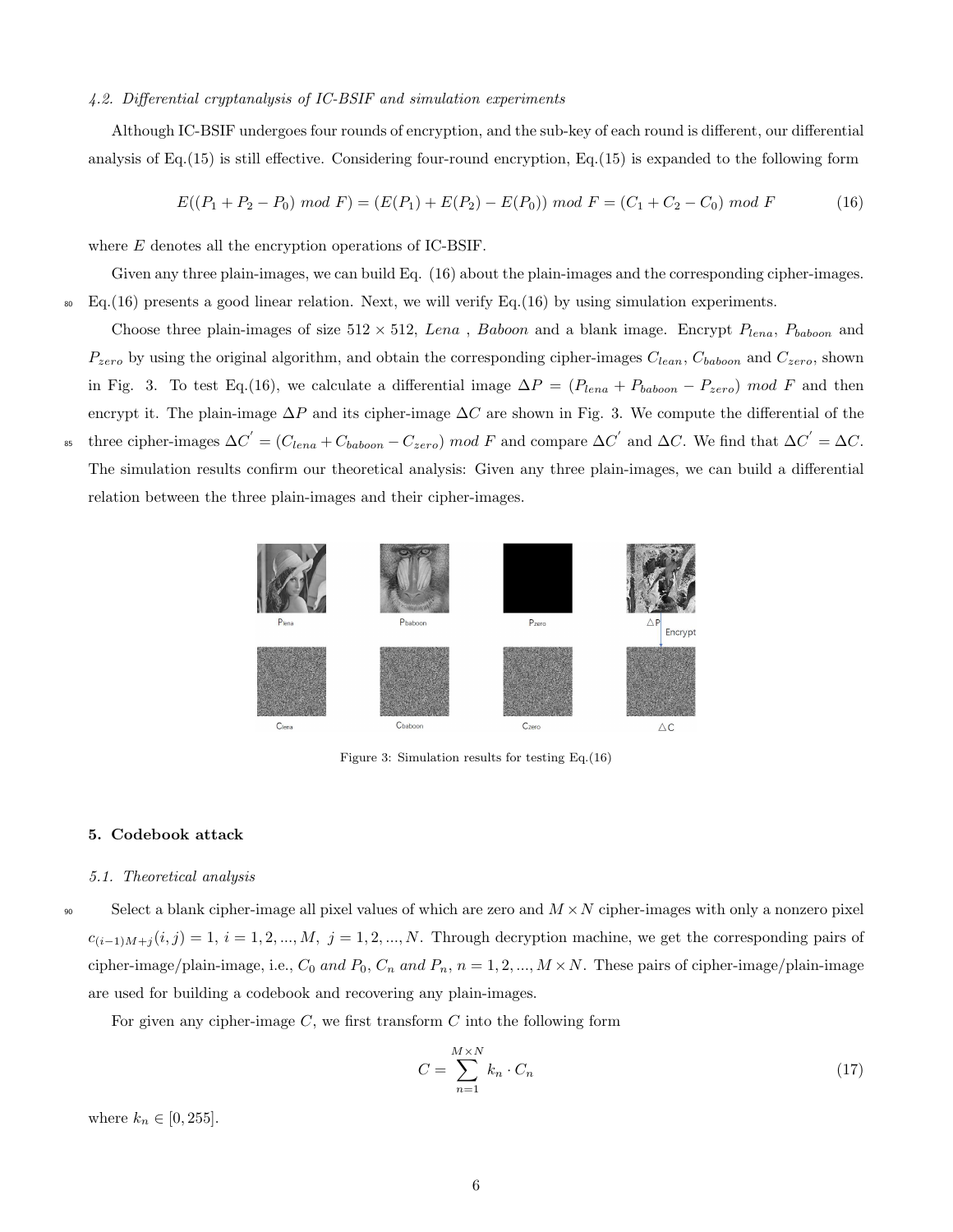### 4.2. Differential cryptanalysis of IC-BSIF and simulation experiments

Although IC-BSIF undergoes four rounds of encryption, and the sub-key of each round is different, our differential analysis of Eq.(15) is still effective. Considering four-round encryption, Eq.(15) is expanded to the following form

$$E((P_1 + P_2 - P_0)\ mod\ F) = (E(P_1) + E(P_2) - E(P_0))\ mod\ F = (C_1 + C_2 - C_0)\ mod\ F \tag{16}$$

where $E$ denotes all the encryption operations of IC-BSIF.

Given any three plain-images, we can build Eq. (16) about the plain-images and the corresponding cipher-images. Eq.(16) presents a good linear relation. Next, we will verify Eq.(16) by using simulation experiments.

Choose three plain-images of size $512 \times 512$, *Lena* , *Baboon* and a blank image. Encrypt $P_{lena}$, $P_{baboon}$ and $P_{zero}$ by using the original algorithm, and obtain the corresponding cipher-images $C_{lean}$, $C_{baboon}$ and $C_{zero}$, shown in Fig. 3. To test Eq.(16), we calculate a differential image $\Delta P = (P_{lena} + P_{baboon} - P_{zero})\ mod\ F$ and then encrypt it. The plain-image $\Delta P$ and its cipher-image $\Delta C$ are shown in Fig. 3. We compute the differential of the three cipher-images $\Delta C^{'} = (C_{lena} + C_{baboon} - C_{zero})\ mod\ F$ and compare $\Delta C^{'}$ and $\Delta C$. We find that $\Delta C^{'} = \Delta C$. The simulation results confirm our theoretical analysis: Given any three plain-images, we can build a differential relation between the three plain-images and their cipher-images.

Figure 3: Simulation results for testing Eq.(16)

## 5. Codebook attack

### 5.1. Theoretical analysis

Select a blank cipher-image all pixel values of which are zero and $M \times N$ cipher-images with only a nonzero pixel $c_{(i-1)M+j}(i,j) = 1,\ i = 1, 2, ..., M,\ j = 1, 2, ..., N$. Through decryption machine, we get the corresponding pairs of cipher-image/plain-image, i.e., $C_0$ *and* $P_0$, $C_n$ *and* $P_n$, $n = 1, 2, ..., M \times N$. These pairs of cipher-image/plain-image are used for building a codebook and recovering any plain-images.

For given any cipher-image $C$, we first transform $C$ into the following form

$$C = \sum_{n=1}^{M \times N} k_n \cdot C_n \tag{17}$$

where $k_n \in [0, 255]$.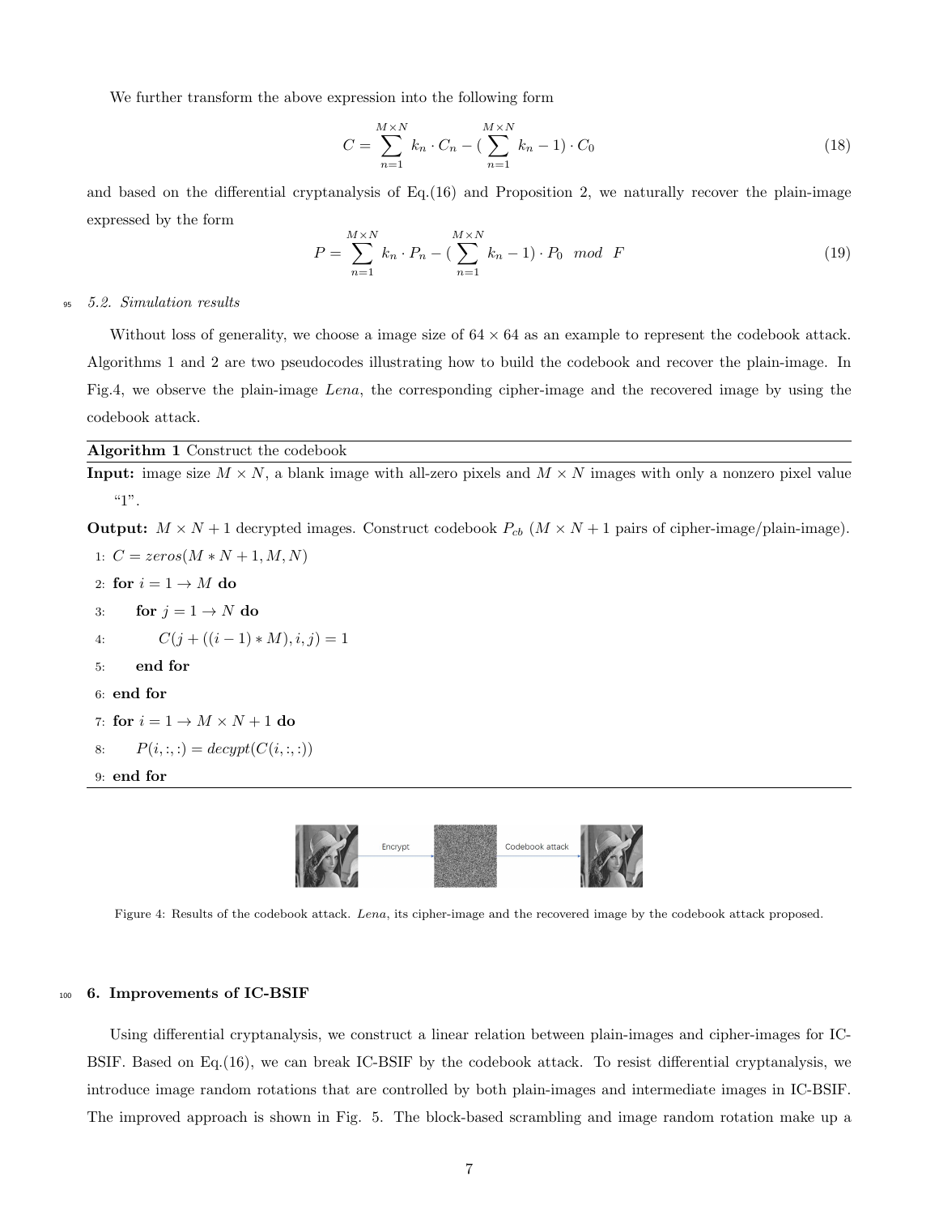We further transform the above expression into the following form

$$C = \sum_{n=1}^{M\times N} k_n \cdot C_n - (\sum_{n=1}^{M\times N} k_n - 1) \cdot C_0 \tag{18}$$

and based on the differential cryptanalysis of Eq.(16) and Proposition 2, we naturally recover the plain-image expressed by the form

$$P = \sum_{n=1}^{M\times N} k_n \cdot P_n - (\sum_{n=1}^{M\times N} k_n - 1) \cdot P_0 \mod F \tag{19}$$

### 5.2. Simulation results

Without loss of generality, we choose a image size of $64 \times 64$ as an example to represent the codebook attack. Algorithms 1 and 2 are two pseudocodes illustrating how to build the codebook and recover the plain-image. In Fig.4, we observe the plain-image *Lena*, the corresponding cipher-image and the recovered image by using the codebook attack.

**Algorithm 1** Construct the codebook

**Input:** image size $M \times N$, a blank image with all-zero pixels and $M \times N$ images with only a nonzero pixel value "1".

**Output:** $M \times N + 1$ decrypted images. Construct codebook $P_{cb}$ ($M \times N + 1$ pairs of cipher-image/plain-image).

```
1: C = zeros(M * N + 1, M, N)
2: for i = 1 → M do
3:     for j = 1 → N do
4:         C(j + ((i − 1) * M), i, j) = 1
5:     end for
6: end for
7: for i = 1 → M × N + 1 do
8:     P(i, :, :) = decypt(C(i, :, :))
9: end for
```

Figure 4: Results of the codebook attack. *Lena*, its cipher-image and the recovered image by the codebook attack proposed.

## 6. Improvements of IC-BSIF

Using differential cryptanalysis, we construct a linear relation between plain-images and cipher-images for IC-BSIF. Based on Eq.(16), we can break IC-BSIF by the codebook attack. To resist differential cryptanalysis, we introduce image random rotations that are controlled by both plain-images and intermediate images in IC-BSIF. The improved approach is shown in Fig. 5. The block-based scrambling and image random rotation make up a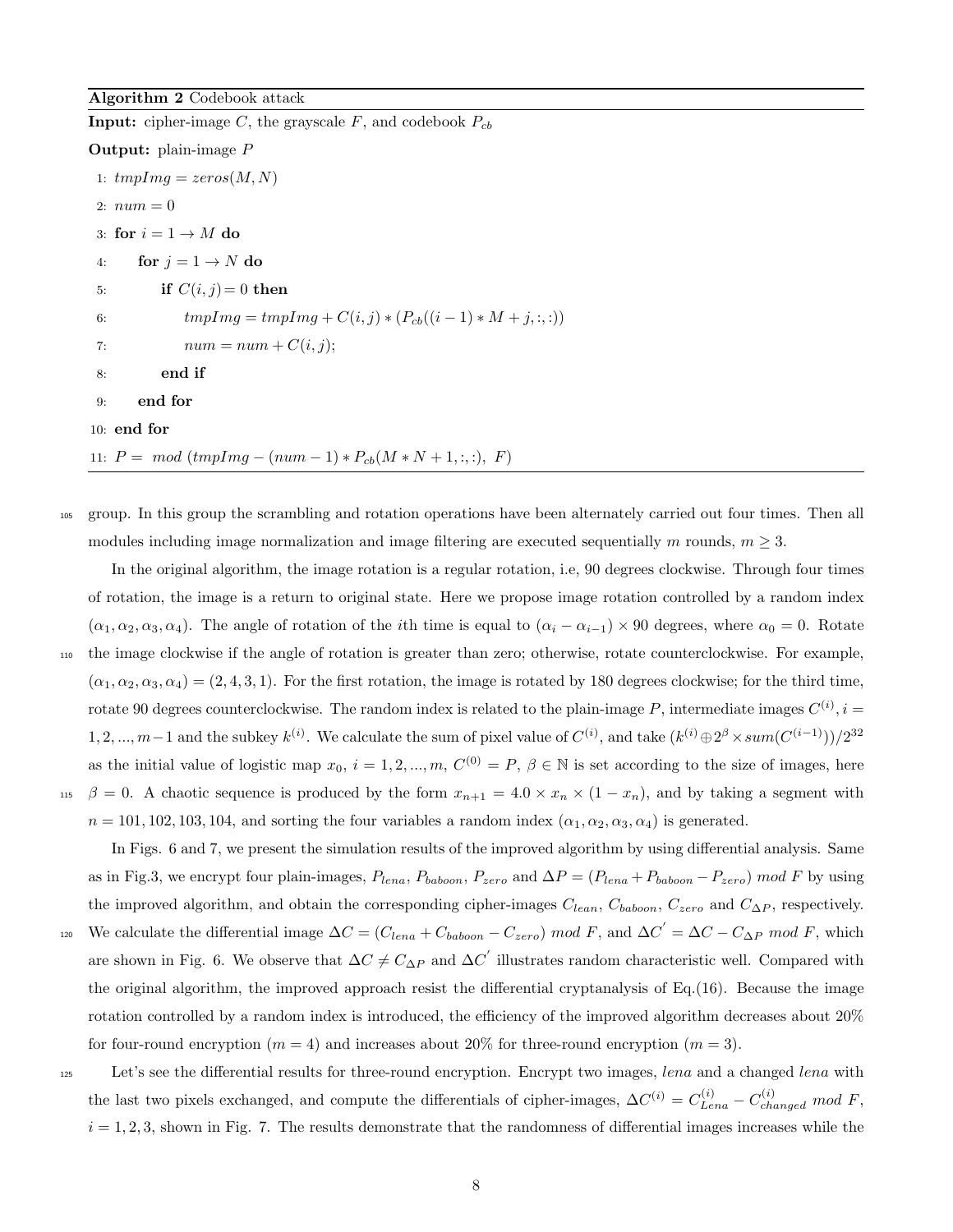**Algorithm 2** Codebook attack

**Input:** cipher-image $C$, the grayscale $F$, and codebook $P_{cb}$

**Output:** plain-image $P$

```
1:  tmpImg = zeros(M, N)
2:  num = 0
3:  for i = 1 → M do
4:      for j = 1 → N do
5:          if C(i, j) = 0 then
6:              tmpImg = tmpImg + C(i, j) * (P_cb((i − 1) * M + j, :, :))
7:              num = num + C(i, j);
8:          end if
9:      end for
10: end for
11: P = mod (tmpImg − (num − 1) * P_cb(M * N + 1, :, :), F)
```

group. In this group the scrambling and rotation operations have been alternately carried out four times. Then all modules including image normalization and image filtering are executed sequentially $m$ rounds, $m \geq 3$.

In the original algorithm, the image rotation is a regular rotation, i.e, 90 degrees clockwise. Through four times of rotation, the image is a return to original state. Here we propose image rotation controlled by a random index $(\alpha_1, \alpha_2, \alpha_3, \alpha_4)$. The angle of rotation of the $i$th time is equal to $(\alpha_i - \alpha_{i-1}) \times 90$ degrees, where $\alpha_0 = 0$. Rotate the image clockwise if the angle of rotation is greater than zero; otherwise, rotate counterclockwise. For example, $(\alpha_1, \alpha_2, \alpha_3, \alpha_4) = (2, 4, 3, 1)$. For the first rotation, the image is rotated by 180 degrees clockwise; for the third time, rotate 90 degrees counterclockwise. The random index is related to the plain-image $P$, intermediate images $C^{(i)}, i = 1, 2, ..., m-1$ and the subkey $k^{(i)}$. We calculate the sum of pixel value of $C^{(i)}$, and take $(k^{(i)} \oplus 2^{\beta} \times sum(C^{(i-1)}))/2^{32}$ as the initial value of logistic map $x_0$, $i = 1, 2, ..., m$, $C^{(0)} = P$, $\beta \in \mathbb{N}$ is set according to the size of images, here $\beta = 0$. A chaotic sequence is produced by the form $x_{n+1} = 4.0 \times x_n \times (1 - x_n)$, and by taking a segment with $n = 101, 102, 103, 104$, and sorting the four variables a random index $(\alpha_1, \alpha_2, \alpha_3, \alpha_4)$ is generated.

In Figs. 6 and 7, we present the simulation results of the improved algorithm by using differential analysis. Same as in Fig.3, we encrypt four plain-images, $P_{lena}$, $P_{baboon}$, $P_{zero}$ and $\Delta P = (P_{lena} + P_{baboon} - P_{zero})$ $mod$ $F$ by using the improved algorithm, and obtain the corresponding cipher-images $C_{lean}$, $C_{baboon}$, $C_{zero}$ and $C_{\Delta P}$, respectively. We calculate the differential image $\Delta C = (C_{lena} + C_{baboon} - C_{zero})$ $mod$ $F$, and $\Delta C' = \Delta C - C_{\Delta P}$ $mod$ $F$, which are shown in Fig. 6. We observe that $\Delta C \neq C_{\Delta P}$ and $\Delta C'$ illustrates random characteristic well. Compared with the original algorithm, the improved approach resist the differential cryptanalysis of Eq.(16). Because the image rotation controlled by a random index is introduced, the efficiency of the improved algorithm decreases about 20% for four-round encryption ($m = 4$) and increases about 20% for three-round encryption ($m = 3$).

Let's see the differential results for three-round encryption. Encrypt two images, *lena* and a changed *lena* with the last two pixels exchanged, and compute the differentials of cipher-images, $\Delta C^{(i)} = C^{(i)}_{Lena} - C^{(i)}_{changed}$ $mod$ $F$, $i = 1, 2, 3$, shown in Fig. 7. The results demonstrate that the randomness of differential images increases while the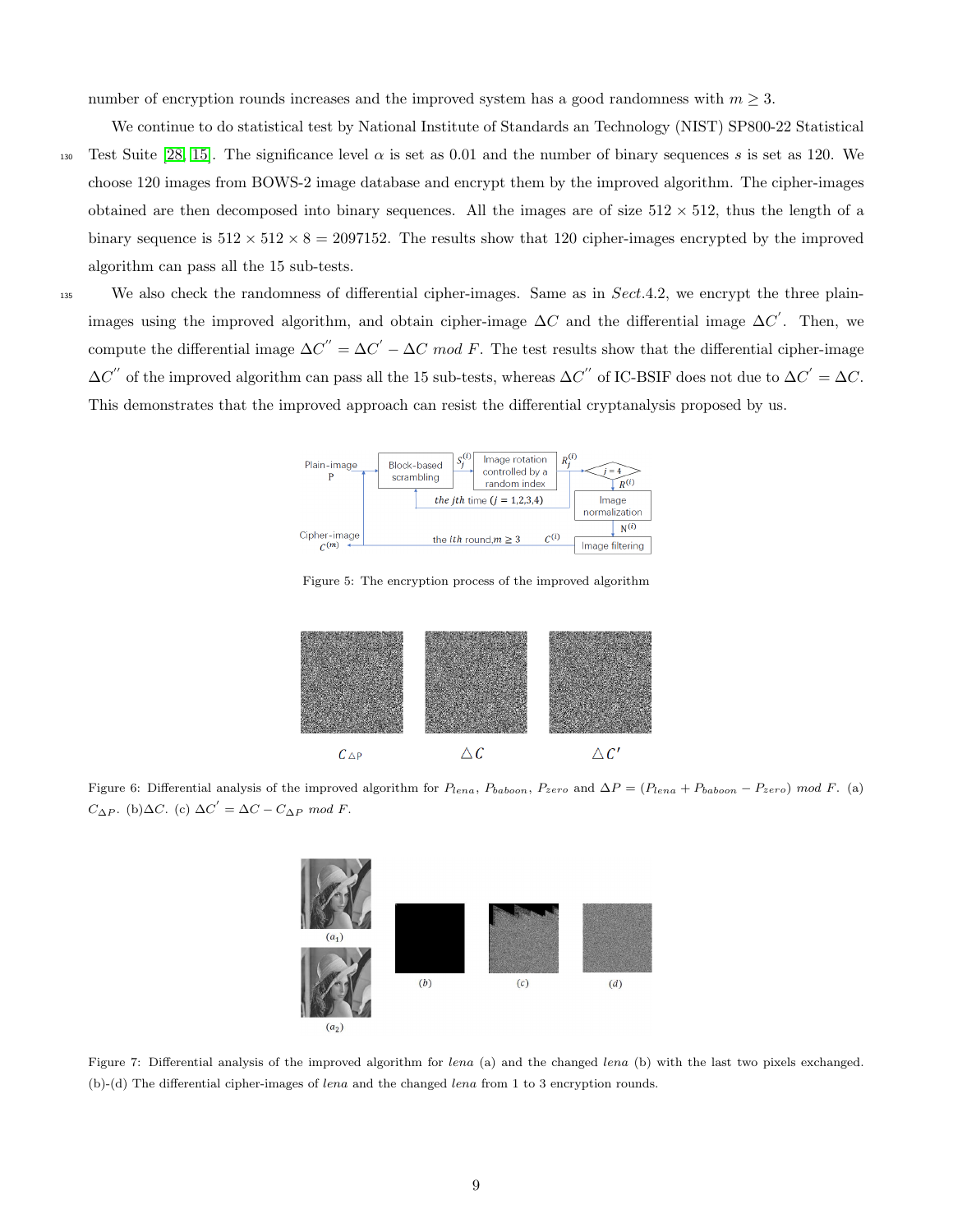number of encryption rounds increases and the improved system has a good randomness with $m \geq 3$.

We continue to do statistical test by National Institute of Standards an Technology (NIST) SP800-22 Statistical Test Suite [28, 15]. The significance level $\alpha$ is set as 0.01 and the number of binary sequences $s$ is set as 120. We choose 120 images from BOWS-2 image database and encrypt them by the improved algorithm. The cipher-images obtained are then decomposed into binary sequences. All the images are of size $512 \times 512$, thus the length of a binary sequence is $512 \times 512 \times 8 = 2097152$. The results show that 120 cipher-images encrypted by the improved algorithm can pass all the 15 sub-tests.

We also check the randomness of differential cipher-images. Same as in *Sect*.4.2, we encrypt the three plain-images using the improved algorithm, and obtain cipher-image $\Delta C$ and the differential image $\Delta C^{'}$. Then, we compute the differential image $\Delta C^{''} = \Delta C^{'} - \Delta C \ mod \ F$. The test results show that the differential cipher-image $\Delta C^{''}$ of the improved algorithm can pass all the 15 sub-tests, whereas $\Delta C^{''}$ of IC-BSIF does not due to $\Delta C^{'} = \Delta C$. This demonstrates that the improved approach can resist the differential cryptanalysis proposed by us.

Figure 5: The encryption process of the improved algorithm

Figure 6: Differential analysis of the improved algorithm for $P_{lena}$, $P_{baboon}$, $P_{zero}$ and $\Delta P = (P_{lena} + P_{baboon} - P_{zero}) \ mod \ F$. (a) $C_{\Delta P}$. (b)$\Delta C$. (c) $\Delta C^{'} = \Delta C - C_{\Delta P} \ mod \ F$.

Figure 7: Differential analysis of the improved algorithm for *lena* (a) and the changed *lena* (b) with the last two pixels exchanged. (b)-(d) The differential cipher-images of *lena* and the changed *lena* from 1 to 3 encryption rounds.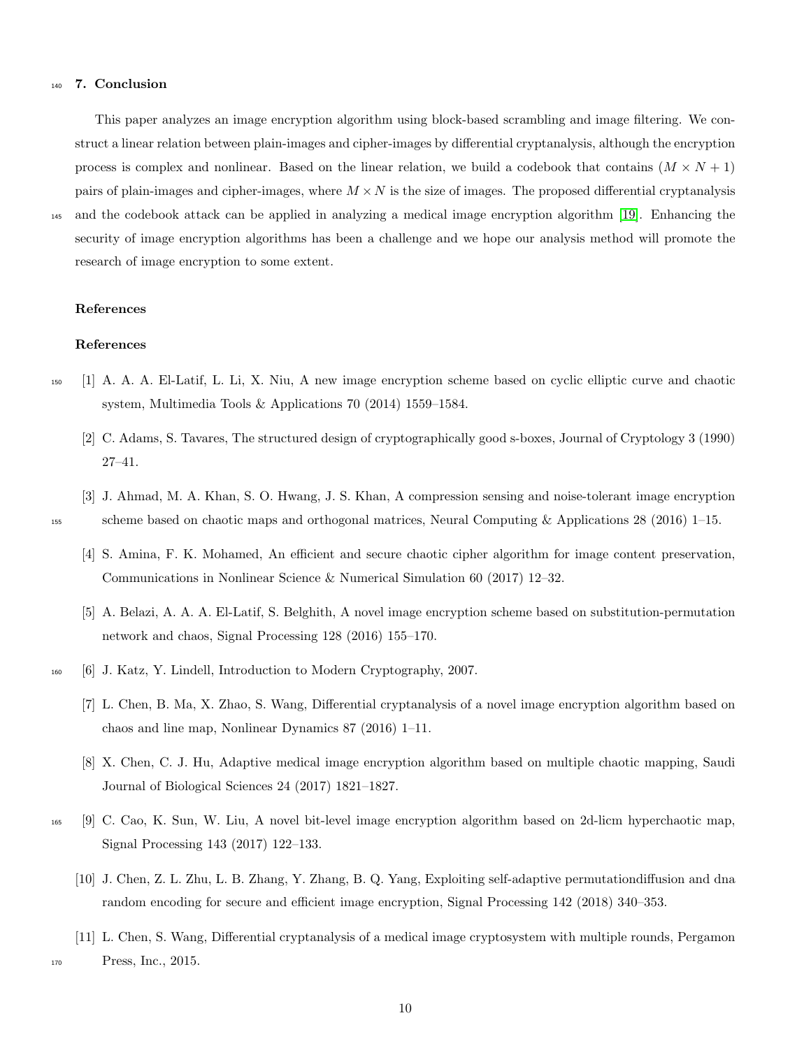## 7. Conclusion

This paper analyzes an image encryption algorithm using block-based scrambling and image filtering. We construct a linear relation between plain-images and cipher-images by differential cryptanalysis, although the encryption process is complex and nonlinear. Based on the linear relation, we build a codebook that contains $(M \times N + 1)$ pairs of plain-images and cipher-images, where $M \times N$ is the size of images. The proposed differential cryptanalysis and the codebook attack can be applied in analyzing a medical image encryption algorithm [19]. Enhancing the security of image encryption algorithms has been a challenge and we hope our analysis method will promote the research of image encryption to some extent.

## References

## References

[1] A. A. A. El-Latif, L. Li, X. Niu, A new image encryption scheme based on cyclic elliptic curve and chaotic system, Multimedia Tools & Applications 70 (2014) 1559–1584.

[2] C. Adams, S. Tavares, The structured design of cryptographically good s-boxes, Journal of Cryptology 3 (1990) 27–41.

[3] J. Ahmad, M. A. Khan, S. O. Hwang, J. S. Khan, A compression sensing and noise-tolerant image encryption scheme based on chaotic maps and orthogonal matrices, Neural Computing & Applications 28 (2016) 1–15.

[4] S. Amina, F. K. Mohamed, An efficient and secure chaotic cipher algorithm for image content preservation, Communications in Nonlinear Science & Numerical Simulation 60 (2017) 12–32.

[5] A. Belazi, A. A. A. El-Latif, S. Belghith, A novel image encryption scheme based on substitution-permutation network and chaos, Signal Processing 128 (2016) 155–170.

[6] J. Katz, Y. Lindell, Introduction to Modern Cryptography, 2007.

[7] L. Chen, B. Ma, X. Zhao, S. Wang, Differential cryptanalysis of a novel image encryption algorithm based on chaos and line map, Nonlinear Dynamics 87 (2016) 1–11.

[8] X. Chen, C. J. Hu, Adaptive medical image encryption algorithm based on multiple chaotic mapping, Saudi Journal of Biological Sciences 24 (2017) 1821–1827.

[9] C. Cao, K. Sun, W. Liu, A novel bit-level image encryption algorithm based on 2d-licm hyperchaotic map, Signal Processing 143 (2017) 122–133.

[10] J. Chen, Z. L. Zhu, L. B. Zhang, Y. Zhang, B. Q. Yang, Exploiting self-adaptive permutationdiffusion and dna random encoding for secure and efficient image encryption, Signal Processing 142 (2018) 340–353.

[11] L. Chen, S. Wang, Differential cryptanalysis of a medical image cryptosystem with multiple rounds, Pergamon Press, Inc., 2015.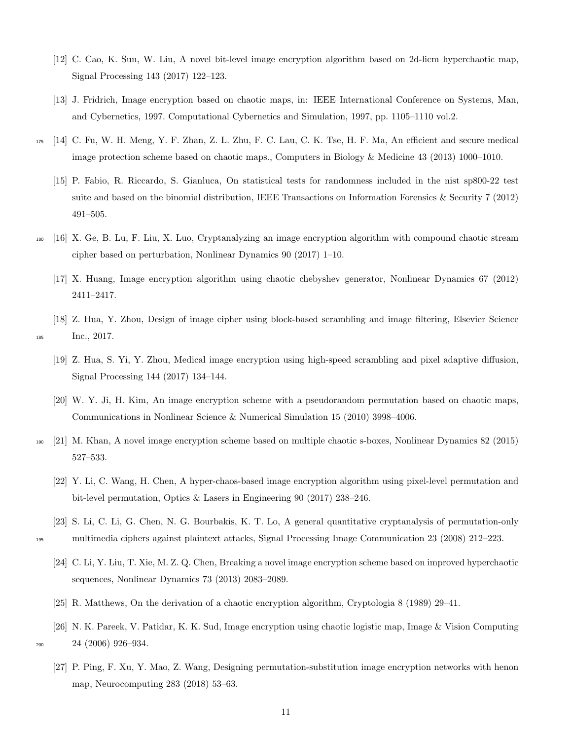[12] C. Cao, K. Sun, W. Liu, A novel bit-level image encryption algorithm based on 2d-licm hyperchaotic map, Signal Processing 143 (2017) 122–123.

[13] J. Fridrich, Image encryption based on chaotic maps, in: IEEE International Conference on Systems, Man, and Cybernetics, 1997. Computational Cybernetics and Simulation, 1997, pp. 1105–1110 vol.2.

[14] C. Fu, W. H. Meng, Y. F. Zhan, Z. L. Zhu, F. C. Lau, C. K. Tse, H. F. Ma, An efficient and secure medical image protection scheme based on chaotic maps., Computers in Biology & Medicine 43 (2013) 1000–1010.

[15] P. Fabio, R. Riccardo, S. Gianluca, On statistical tests for randomness included in the nist sp800-22 test suite and based on the binomial distribution, IEEE Transactions on Information Forensics & Security 7 (2012) 491–505.

[16] X. Ge, B. Lu, F. Liu, X. Luo, Cryptanalyzing an image encryption algorithm with compound chaotic stream cipher based on perturbation, Nonlinear Dynamics 90 (2017) 1–10.

[17] X. Huang, Image encryption algorithm using chaotic chebyshev generator, Nonlinear Dynamics 67 (2012) 2411–2417.

[18] Z. Hua, Y. Zhou, Design of image cipher using block-based scrambling and image filtering, Elsevier Science Inc., 2017.

[19] Z. Hua, S. Yi, Y. Zhou, Medical image encryption using high-speed scrambling and pixel adaptive diffusion, Signal Processing 144 (2017) 134–144.

[20] W. Y. Ji, H. Kim, An image encryption scheme with a pseudorandom permutation based on chaotic maps, Communications in Nonlinear Science & Numerical Simulation 15 (2010) 3998–4006.

[21] M. Khan, A novel image encryption scheme based on multiple chaotic s-boxes, Nonlinear Dynamics 82 (2015) 527–533.

[22] Y. Li, C. Wang, H. Chen, A hyper-chaos-based image encryption algorithm using pixel-level permutation and bit-level permutation, Optics & Lasers in Engineering 90 (2017) 238–246.

[23] S. Li, C. Li, G. Chen, N. G. Bourbakis, K. T. Lo, A general quantitative cryptanalysis of permutation-only multimedia ciphers against plaintext attacks, Signal Processing Image Communication 23 (2008) 212–223.

[24] C. Li, Y. Liu, T. Xie, M. Z. Q. Chen, Breaking a novel image encryption scheme based on improved hyperchaotic sequences, Nonlinear Dynamics 73 (2013) 2083–2089.

[25] R. Matthews, On the derivation of a chaotic encryption algorithm, Cryptologia 8 (1989) 29–41.

[26] N. K. Pareek, V. Patidar, K. K. Sud, Image encryption using chaotic logistic map, Image & Vision Computing 24 (2006) 926–934.

[27] P. Ping, F. Xu, Y. Mao, Z. Wang, Designing permutation-substitution image encryption networks with henon map, Neurocomputing 283 (2018) 53–63.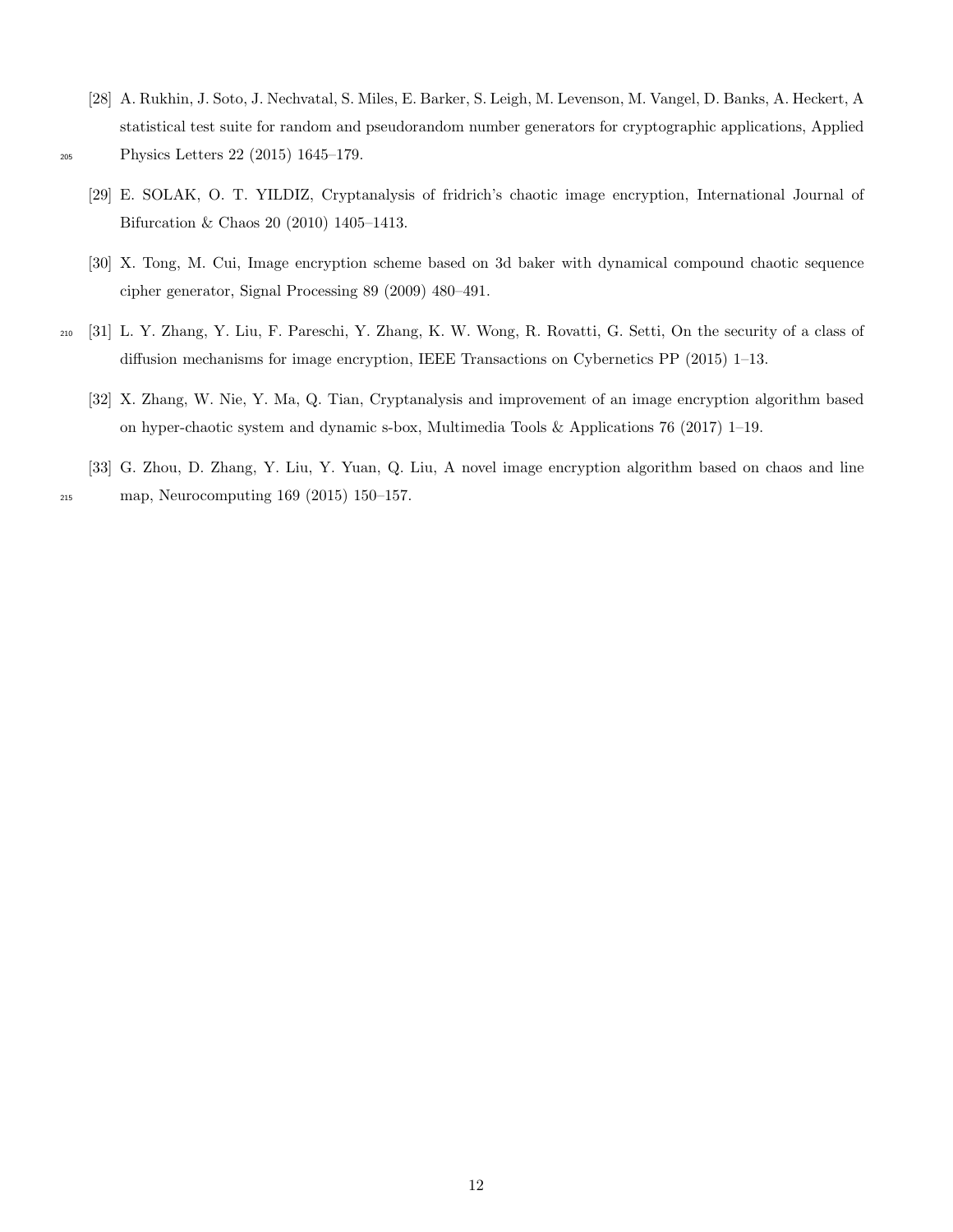[28] A. Rukhin, J. Soto, J. Nechvatal, S. Miles, E. Barker, S. Leigh, M. Levenson, M. Vangel, D. Banks, A. Heckert, A statistical test suite for random and pseudorandom number generators for cryptographic applications, Applied Physics Letters 22 (2015) 1645–179.

[29] E. SOLAK, O. T. YILDIZ, Cryptanalysis of fridrich's chaotic image encryption, International Journal of Bifurcation & Chaos 20 (2010) 1405–1413.

[30] X. Tong, M. Cui, Image encryption scheme based on 3d baker with dynamical compound chaotic sequence cipher generator, Signal Processing 89 (2009) 480–491.

[31] L. Y. Zhang, Y. Liu, F. Pareschi, Y. Zhang, K. W. Wong, R. Rovatti, G. Setti, On the security of a class of diffusion mechanisms for image encryption, IEEE Transactions on Cybernetics PP (2015) 1–13.

[32] X. Zhang, W. Nie, Y. Ma, Q. Tian, Cryptanalysis and improvement of an image encryption algorithm based on hyper-chaotic system and dynamic s-box, Multimedia Tools & Applications 76 (2017) 1–19.

[33] G. Zhou, D. Zhang, Y. Liu, Y. Yuan, Q. Liu, A novel image encryption algorithm based on chaos and line map, Neurocomputing 169 (2015) 150–157.